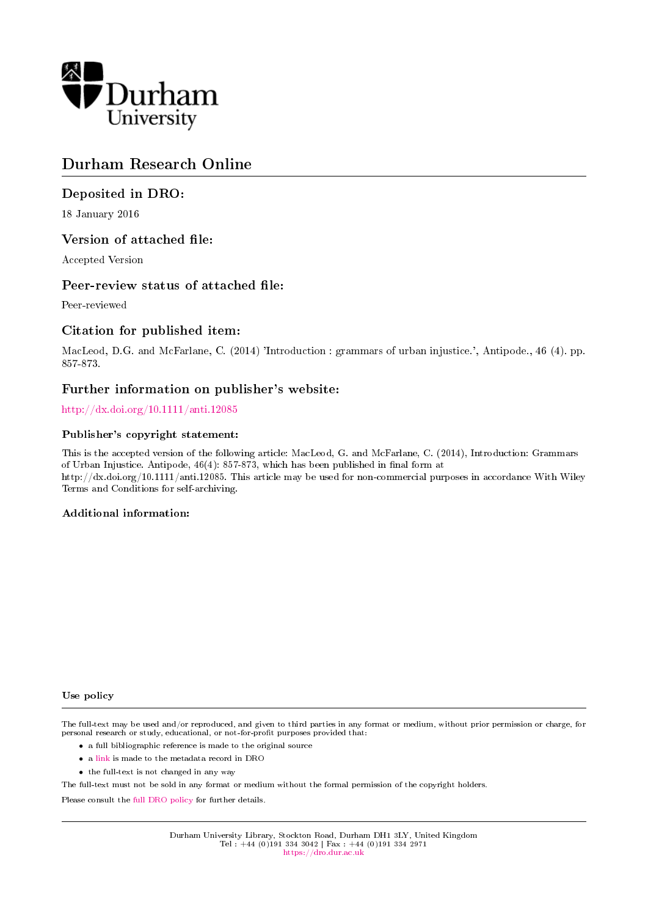Durham University

# Durham Research Online

## Deposited in DRO:

18 January 2016

## Version of attached file:

Accepted Version

## Peer-review status of attached file:

Peer-reviewed

## Citation for published item:

MacLeod, D.G. and McFarlane, C. (2014) 'Introduction : grammars of urban injustice.', Antipode., 46 (4). pp. 857-873.

## Further information on publisher's website:

http://dx.doi.org/10.1111/anti.12085

### Publisher's copyright statement:

This is the accepted version of the following article: MacLeod, G. and McFarlane, C. (2014), Introduction: Grammars of Urban Injustice. Antipode, 46(4): 857-873, which has been published in final form at http://dx.doi.org/10.1111/anti.12085. This article may be used for non-commercial purposes in accordance With Wiley Terms and Conditions for self-archiving.

### Additional information:

### Use policy

The full-text may be used and/or reproduced, and given to third parties in any format or medium, without prior permission or charge, for personal research or study, educational, or not-for-profit purposes provided that:

- a full bibliographic reference is made to the original source
- a link is made to the metadata record in DRO
- the full-text is not changed in any way

The full-text must not be sold in any format or medium without the formal permission of the copyright holders.

Please consult the full DRO policy for further details.

Durham University Library, Stockton Road, Durham DH1 3LY, United Kingdom
Tel : +44 (0)191 334 3042 | Fax : +44 (0)191 334 2971
https://dro.dur.ac.uk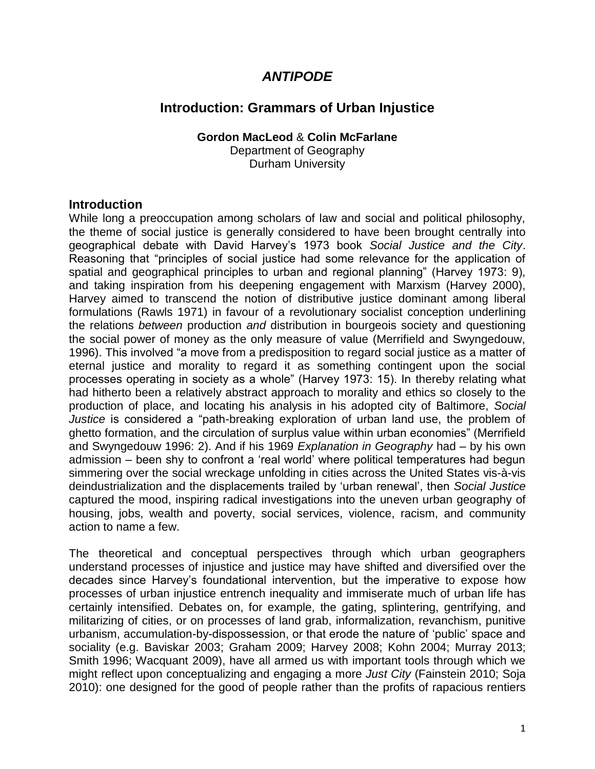# *ANTIPODE*

## Introduction: Grammars of Urban Injustice

**Gordon MacLeod** & **Colin McFarlane**
Department of Geography
Durham University

### Introduction

While long a preoccupation among scholars of law and social and political philosophy, the theme of social justice is generally considered to have been brought centrally into geographical debate with David Harvey's 1973 book *Social Justice and the City*. Reasoning that "principles of social justice had some relevance for the application of spatial and geographical principles to urban and regional planning" (Harvey 1973: 9), and taking inspiration from his deepening engagement with Marxism (Harvey 2000), Harvey aimed to transcend the notion of distributive justice dominant among liberal formulations (Rawls 1971) in favour of a revolutionary socialist conception underlining the relations *between* production *and* distribution in bourgeois society and questioning the social power of money as the only measure of value (Merrifield and Swyngedouw, 1996). This involved "a move from a predisposition to regard social justice as a matter of eternal justice and morality to regard it as something contingent upon the social processes operating in society as a whole" (Harvey 1973: 15). In thereby relating what had hitherto been a relatively abstract approach to morality and ethics so closely to the production of place, and locating his analysis in his adopted city of Baltimore, *Social Justice* is considered a "path-breaking exploration of urban land use, the problem of ghetto formation, and the circulation of surplus value within urban economies" (Merrifield and Swyngedouw 1996: 2). And if his 1969 *Explanation in Geography* had – by his own admission – been shy to confront a 'real world' where political temperatures had begun simmering over the social wreckage unfolding in cities across the United States vis-à-vis deindustrialization and the displacements trailed by 'urban renewal', then *Social Justice* captured the mood, inspiring radical investigations into the uneven urban geography of housing, jobs, wealth and poverty, social services, violence, racism, and community action to name a few.

The theoretical and conceptual perspectives through which urban geographers understand processes of injustice and justice may have shifted and diversified over the decades since Harvey's foundational intervention, but the imperative to expose how processes of urban injustice entrench inequality and immiserate much of urban life has certainly intensified. Debates on, for example, the gating, splintering, gentrifying, and militarizing of cities, or on processes of land grab, informalization, revanchism, punitive urbanism, accumulation-by-dispossession, or that erode the nature of 'public' space and sociality (e.g. Baviskar 2003; Graham 2009; Harvey 2008; Kohn 2004; Murray 2013; Smith 1996; Wacquant 2009), have all armed us with important tools through which we might reflect upon conceptualizing and engaging a more *Just City* (Fainstein 2010; Soja 2010): one designed for the good of people rather than the profits of rapacious rentiers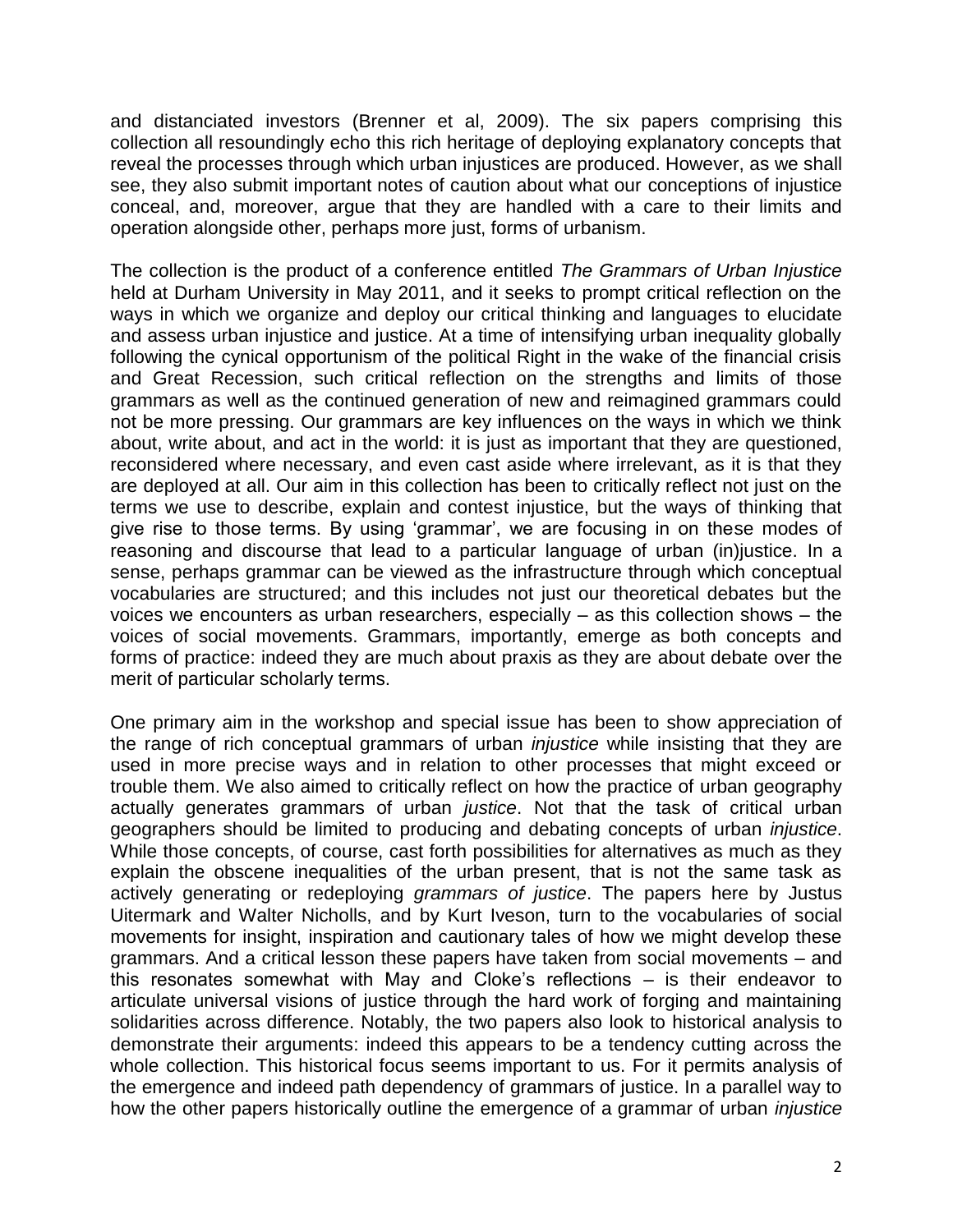and distanciated investors (Brenner et al, 2009). The six papers comprising this collection all resoundingly echo this rich heritage of deploying explanatory concepts that reveal the processes through which urban injustices are produced. However, as we shall see, they also submit important notes of caution about what our conceptions of injustice conceal, and, moreover, argue that they are handled with a care to their limits and operation alongside other, perhaps more just, forms of urbanism.

The collection is the product of a conference entitled *The Grammars of Urban Injustice* held at Durham University in May 2011, and it seeks to prompt critical reflection on the ways in which we organize and deploy our critical thinking and languages to elucidate and assess urban injustice and justice. At a time of intensifying urban inequality globally following the cynical opportunism of the political Right in the wake of the financial crisis and Great Recession, such critical reflection on the strengths and limits of those grammars as well as the continued generation of new and reimagined grammars could not be more pressing. Our grammars are key influences on the ways in which we think about, write about, and act in the world: it is just as important that they are questioned, reconsidered where necessary, and even cast aside where irrelevant, as it is that they are deployed at all. Our aim in this collection has been to critically reflect not just on the terms we use to describe, explain and contest injustice, but the ways of thinking that give rise to those terms. By using 'grammar', we are focusing in on these modes of reasoning and discourse that lead to a particular language of urban (in)justice. In a sense, perhaps grammar can be viewed as the infrastructure through which conceptual vocabularies are structured; and this includes not just our theoretical debates but the voices we encounters as urban researchers, especially – as this collection shows – the voices of social movements. Grammars, importantly, emerge as both concepts and forms of practice: indeed they are much about praxis as they are about debate over the merit of particular scholarly terms.

One primary aim in the workshop and special issue has been to show appreciation of the range of rich conceptual grammars of urban *injustice* while insisting that they are used in more precise ways and in relation to other processes that might exceed or trouble them. We also aimed to critically reflect on how the practice of urban geography actually generates grammars of urban *justice*. Not that the task of critical urban geographers should be limited to producing and debating concepts of urban *injustice*. While those concepts, of course, cast forth possibilities for alternatives as much as they explain the obscene inequalities of the urban present, that is not the same task as actively generating or redeploying *grammars of justice*. The papers here by Justus Uitermark and Walter Nicholls, and by Kurt Iveson, turn to the vocabularies of social movements for insight, inspiration and cautionary tales of how we might develop these grammars. And a critical lesson these papers have taken from social movements – and this resonates somewhat with May and Cloke's reflections – is their endeavor to articulate universal visions of justice through the hard work of forging and maintaining solidarities across difference. Notably, the two papers also look to historical analysis to demonstrate their arguments: indeed this appears to be a tendency cutting across the whole collection. This historical focus seems important to us. For it permits analysis of the emergence and indeed path dependency of grammars of justice. In a parallel way to how the other papers historically outline the emergence of a grammar of urban *injustice*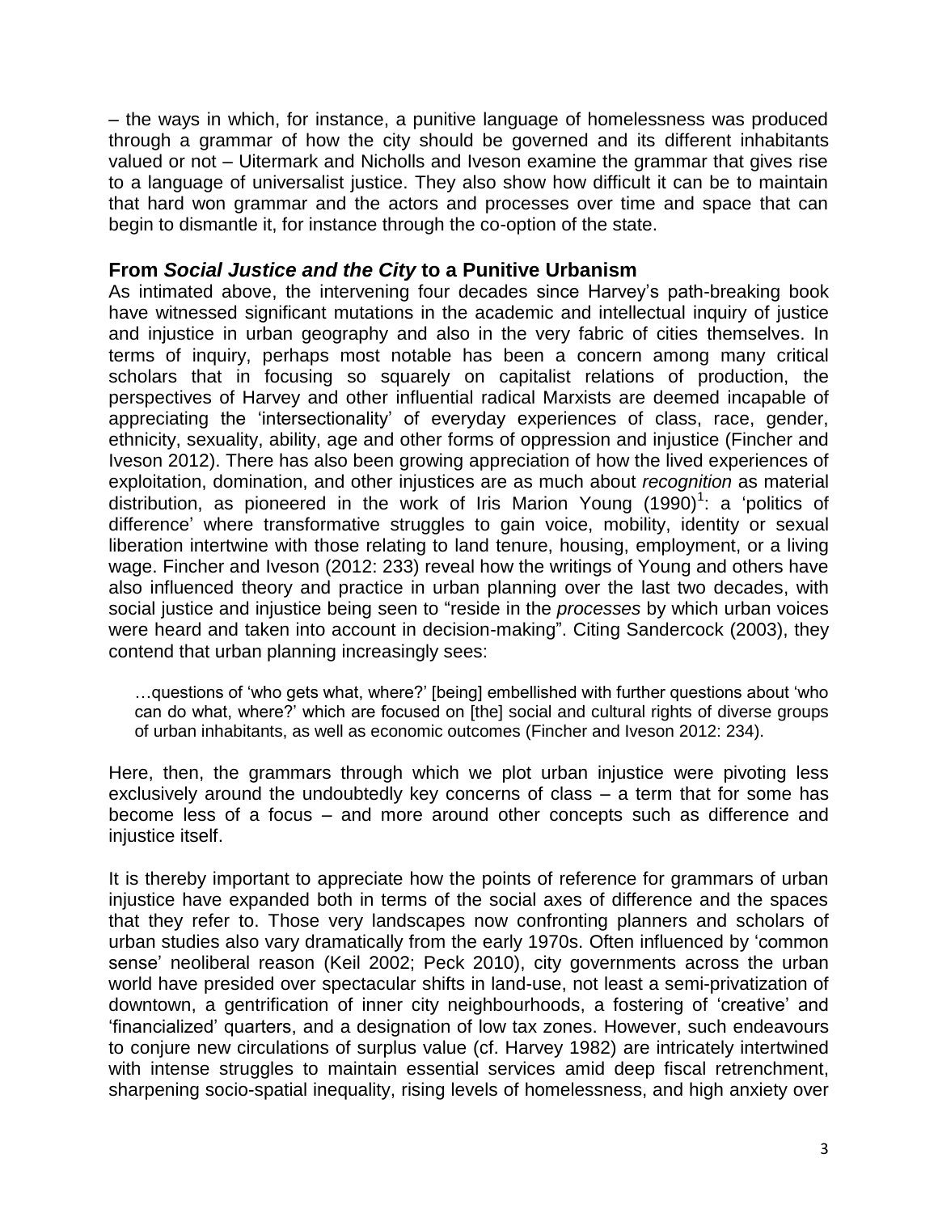– the ways in which, for instance, a punitive language of homelessness was produced through a grammar of how the city should be governed and its different inhabitants valued or not – Uitermark and Nicholls and Iveson examine the grammar that gives rise to a language of universalist justice. They also show how difficult it can be to maintain that hard won grammar and the actors and processes over time and space that can begin to dismantle it, for instance through the co-option of the state.

## From *Social Justice and the City* to a Punitive Urbanism

As intimated above, the intervening four decades since Harvey's path-breaking book have witnessed significant mutations in the academic and intellectual inquiry of justice and injustice in urban geography and also in the very fabric of cities themselves. In terms of inquiry, perhaps most notable has been a concern among many critical scholars that in focusing so squarely on capitalist relations of production, the perspectives of Harvey and other influential radical Marxists are deemed incapable of appreciating the 'intersectionality' of everyday experiences of class, race, gender, ethnicity, sexuality, ability, age and other forms of oppression and injustice (Fincher and Iveson 2012). There has also been growing appreciation of how the lived experiences of exploitation, domination, and other injustices are as much about *recognition* as material distribution, as pioneered in the work of Iris Marion Young (1990)[1]: a 'politics of difference' where transformative struggles to gain voice, mobility, identity or sexual liberation intertwine with those relating to land tenure, housing, employment, or a living wage. Fincher and Iveson (2012: 233) reveal how the writings of Young and others have also influenced theory and practice in urban planning over the last two decades, with social justice and injustice being seen to "reside in the *processes* by which urban voices were heard and taken into account in decision-making". Citing Sandercock (2003), they contend that urban planning increasingly sees:

> …questions of 'who gets what, where?' [being] embellished with further questions about 'who can do what, where?' which are focused on [the] social and cultural rights of diverse groups of urban inhabitants, as well as economic outcomes (Fincher and Iveson 2012: 234).

Here, then, the grammars through which we plot urban injustice were pivoting less exclusively around the undoubtedly key concerns of class – a term that for some has become less of a focus – and more around other concepts such as difference and injustice itself.

It is thereby important to appreciate how the points of reference for grammars of urban injustice have expanded both in terms of the social axes of difference and the spaces that they refer to. Those very landscapes now confronting planners and scholars of urban studies also vary dramatically from the early 1970s. Often influenced by 'common sense' neoliberal reason (Keil 2002; Peck 2010), city governments across the urban world have presided over spectacular shifts in land-use, not least a semi-privatization of downtown, a gentrification of inner city neighbourhoods, a fostering of 'creative' and 'financialized' quarters, and a designation of low tax zones. However, such endeavours to conjure new circulations of surplus value (cf. Harvey 1982) are intricately intertwined with intense struggles to maintain essential services amid deep fiscal retrenchment, sharpening socio-spatial inequality, rising levels of homelessness, and high anxiety over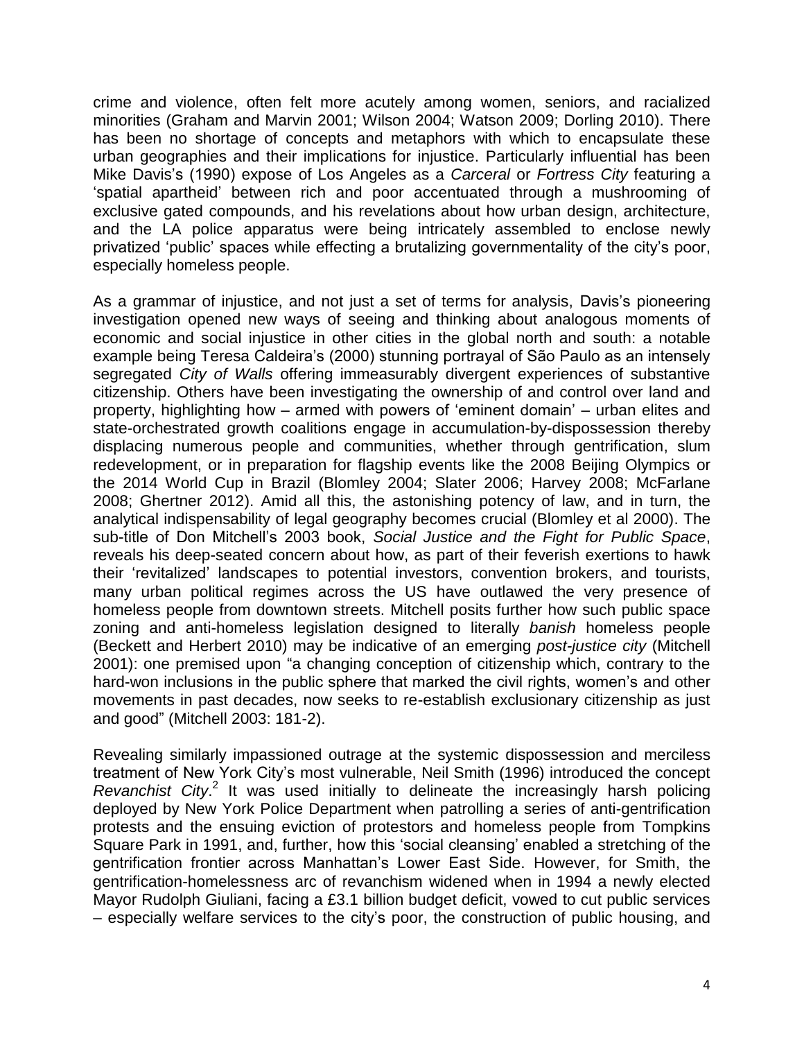crime and violence, often felt more acutely among women, seniors, and racialized minorities (Graham and Marvin 2001; Wilson 2004; Watson 2009; Dorling 2010). There has been no shortage of concepts and metaphors with which to encapsulate these urban geographies and their implications for injustice. Particularly influential has been Mike Davis's (1990) expose of Los Angeles as a *Carceral* or *Fortress City* featuring a 'spatial apartheid' between rich and poor accentuated through a mushrooming of exclusive gated compounds, and his revelations about how urban design, architecture, and the LA police apparatus were being intricately assembled to enclose newly privatized 'public' spaces while effecting a brutalizing governmentality of the city's poor, especially homeless people.

As a grammar of injustice, and not just a set of terms for analysis, Davis's pioneering investigation opened new ways of seeing and thinking about analogous moments of economic and social injustice in other cities in the global north and south: a notable example being Teresa Caldeira's (2000) stunning portrayal of São Paulo as an intensely segregated *City of Walls* offering immeasurably divergent experiences of substantive citizenship. Others have been investigating the ownership of and control over land and property, highlighting how – armed with powers of 'eminent domain' – urban elites and state-orchestrated growth coalitions engage in accumulation-by-dispossession thereby displacing numerous people and communities, whether through gentrification, slum redevelopment, or in preparation for flagship events like the 2008 Beijing Olympics or the 2014 World Cup in Brazil (Blomley 2004; Slater 2006; Harvey 2008; McFarlane 2008; Ghertner 2012). Amid all this, the astonishing potency of law, and in turn, the analytical indispensability of legal geography becomes crucial (Blomley et al 2000). The sub-title of Don Mitchell's 2003 book, *Social Justice and the Fight for Public Space*, reveals his deep-seated concern about how, as part of their feverish exertions to hawk their 'revitalized' landscapes to potential investors, convention brokers, and tourists, many urban political regimes across the US have outlawed the very presence of homeless people from downtown streets. Mitchell posits further how such public space zoning and anti-homeless legislation designed to literally *banish* homeless people (Beckett and Herbert 2010) may be indicative of an emerging *post-justice city* (Mitchell 2001): one premised upon "a changing conception of citizenship which, contrary to the hard-won inclusions in the public sphere that marked the civil rights, women's and other movements in past decades, now seeks to re-establish exclusionary citizenship as just and good" (Mitchell 2003: 181-2).

Revealing similarly impassioned outrage at the systemic dispossession and merciless treatment of New York City's most vulnerable, Neil Smith (1996) introduced the concept *Revanchist City*.[2] It was used initially to delineate the increasingly harsh policing deployed by New York Police Department when patrolling a series of anti-gentrification protests and the ensuing eviction of protestors and homeless people from Tompkins Square Park in 1991, and, further, how this 'social cleansing' enabled a stretching of the gentrification frontier across Manhattan's Lower East Side. However, for Smith, the gentrification-homelessness arc of revanchism widened when in 1994 a newly elected Mayor Rudolph Giuliani, facing a £3.1 billion budget deficit, vowed to cut public services – especially welfare services to the city's poor, the construction of public housing, and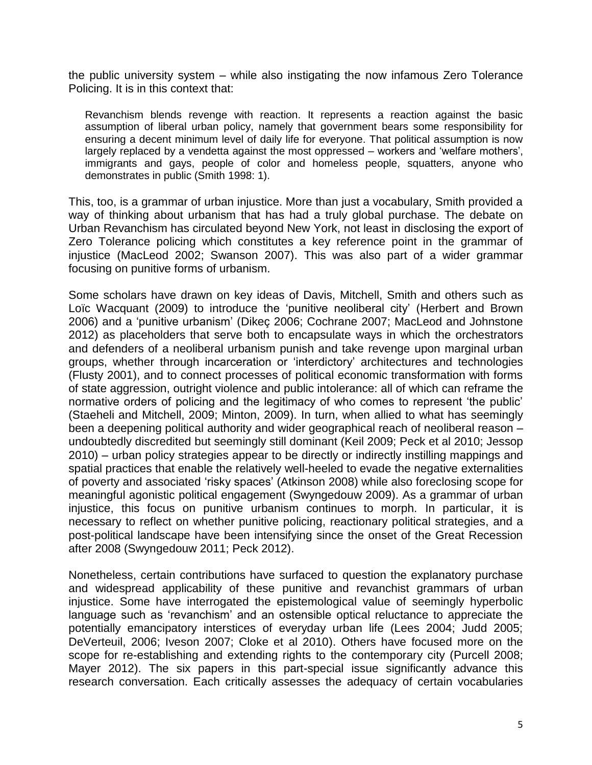the public university system – while also instigating the now infamous Zero Tolerance Policing. It is in this context that:

> Revanchism blends revenge with reaction. It represents a reaction against the basic assumption of liberal urban policy, namely that government bears some responsibility for ensuring a decent minimum level of daily life for everyone. That political assumption is now largely replaced by a vendetta against the most oppressed – workers and 'welfare mothers', immigrants and gays, people of color and homeless people, squatters, anyone who demonstrates in public (Smith 1998: 1).

This, too, is a grammar of urban injustice. More than just a vocabulary, Smith provided a way of thinking about urbanism that has had a truly global purchase. The debate on Urban Revanchism has circulated beyond New York, not least in disclosing the export of Zero Tolerance policing which constitutes a key reference point in the grammar of injustice (MacLeod 2002; Swanson 2007). This was also part of a wider grammar focusing on punitive forms of urbanism.

Some scholars have drawn on key ideas of Davis, Mitchell, Smith and others such as Loïc Wacquant (2009) to introduce the 'punitive neoliberal city' (Herbert and Brown 2006) and a 'punitive urbanism' (Dikeç 2006; Cochrane 2007; MacLeod and Johnstone 2012) as placeholders that serve both to encapsulate ways in which the orchestrators and defenders of a neoliberal urbanism punish and take revenge upon marginal urban groups, whether through incarceration or 'interdictory' architectures and technologies (Flusty 2001), and to connect processes of political economic transformation with forms of state aggression, outright violence and public intolerance: all of which can reframe the normative orders of policing and the legitimacy of who comes to represent 'the public' (Staeheli and Mitchell, 2009; Minton, 2009). In turn, when allied to what has seemingly been a deepening political authority and wider geographical reach of neoliberal reason – undoubtedly discredited but seemingly still dominant (Keil 2009; Peck et al 2010; Jessop 2010) – urban policy strategies appear to be directly or indirectly instilling mappings and spatial practices that enable the relatively well-heeled to evade the negative externalities of poverty and associated 'risky spaces' (Atkinson 2008) while also foreclosing scope for meaningful agonistic political engagement (Swyngedouw 2009). As a grammar of urban injustice, this focus on punitive urbanism continues to morph. In particular, it is necessary to reflect on whether punitive policing, reactionary political strategies, and a post-political landscape have been intensifying since the onset of the Great Recession after 2008 (Swyngedouw 2011; Peck 2012).

Nonetheless, certain contributions have surfaced to question the explanatory purchase and widespread applicability of these punitive and revanchist grammars of urban injustice. Some have interrogated the epistemological value of seemingly hyperbolic language such as 'revanchism' and an ostensible optical reluctance to appreciate the potentially emancipatory interstices of everyday urban life (Lees 2004; Judd 2005; DeVerteuil, 2006; Iveson 2007; Cloke et al 2010). Others have focused more on the scope for re-establishing and extending rights to the contemporary city (Purcell 2008; Mayer 2012). The six papers in this part-special issue significantly advance this research conversation. Each critically assesses the adequacy of certain vocabularies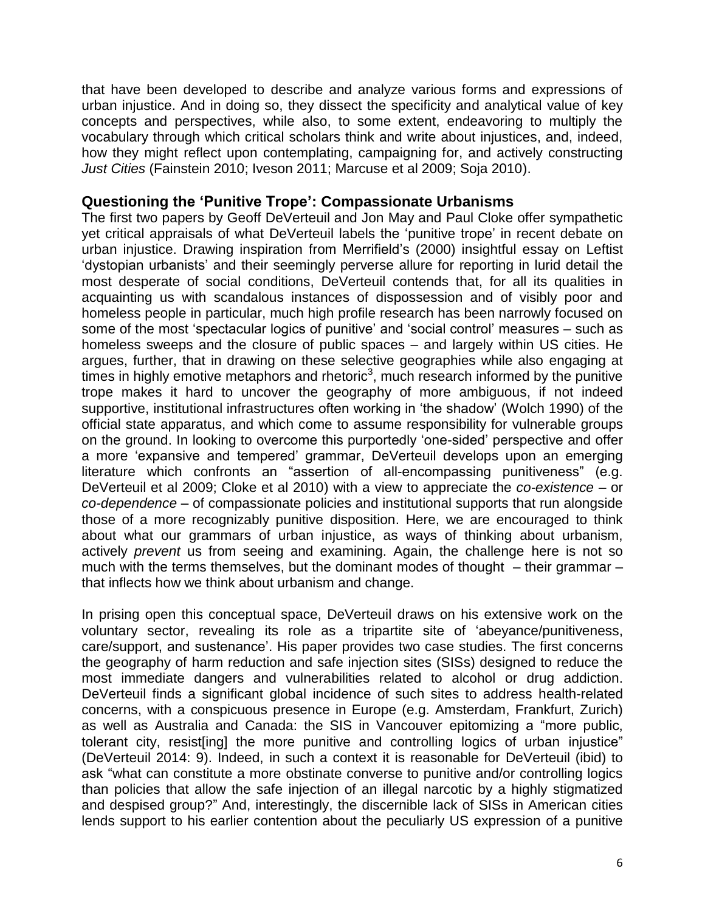that have been developed to describe and analyze various forms and expressions of urban injustice. And in doing so, they dissect the specificity and analytical value of key concepts and perspectives, while also, to some extent, endeavoring to multiply the vocabulary through which critical scholars think and write about injustices, and, indeed, how they might reflect upon contemplating, campaigning for, and actively constructing *Just Cities* (Fainstein 2010; Iveson 2011; Marcuse et al 2009; Soja 2010).

## Questioning the 'Punitive Trope': Compassionate Urbanisms

The first two papers by Geoff DeVerteuil and Jon May and Paul Cloke offer sympathetic yet critical appraisals of what DeVerteuil labels the 'punitive trope' in recent debate on urban injustice. Drawing inspiration from Merrifield's (2000) insightful essay on Leftist 'dystopian urbanists' and their seemingly perverse allure for reporting in lurid detail the most desperate of social conditions, DeVerteuil contends that, for all its qualities in acquainting us with scandalous instances of dispossession and of visibly poor and homeless people in particular, much high profile research has been narrowly focused on some of the most 'spectacular logics of punitive' and 'social control' measures – such as homeless sweeps and the closure of public spaces – and largely within US cities. He argues, further, that in drawing on these selective geographies while also engaging at times in highly emotive metaphors and rhetoric[3], much research informed by the punitive trope makes it hard to uncover the geography of more ambiguous, if not indeed supportive, institutional infrastructures often working in 'the shadow' (Wolch 1990) of the official state apparatus, and which come to assume responsibility for vulnerable groups on the ground. In looking to overcome this purportedly 'one-sided' perspective and offer a more 'expansive and tempered' grammar, DeVerteuil develops upon an emerging literature which confronts an "assertion of all-encompassing punitiveness" (e.g. DeVerteuil et al 2009; Cloke et al 2010) with a view to appreciate the *co-existence* – or *co-dependence* – of compassionate policies and institutional supports that run alongside those of a more recognizably punitive disposition. Here, we are encouraged to think about what our grammars of urban injustice, as ways of thinking about urbanism, actively *prevent* us from seeing and examining. Again, the challenge here is not so much with the terms themselves, but the dominant modes of thought – their grammar – that inflects how we think about urbanism and change.

In prising open this conceptual space, DeVerteuil draws on his extensive work on the voluntary sector, revealing its role as a tripartite site of 'abeyance/punitiveness, care/support, and sustenance'. His paper provides two case studies. The first concerns the geography of harm reduction and safe injection sites (SISs) designed to reduce the most immediate dangers and vulnerabilities related to alcohol or drug addiction. DeVerteuil finds a significant global incidence of such sites to address health-related concerns, with a conspicuous presence in Europe (e.g. Amsterdam, Frankfurt, Zurich) as well as Australia and Canada: the SIS in Vancouver epitomizing a "more public, tolerant city, resist[ing] the more punitive and controlling logics of urban injustice" (DeVerteuil 2014: 9). Indeed, in such a context it is reasonable for DeVerteuil (ibid) to ask "what can constitute a more obstinate converse to punitive and/or controlling logics than policies that allow the safe injection of an illegal narcotic by a highly stigmatized and despised group?" And, interestingly, the discernible lack of SISs in American cities lends support to his earlier contention about the peculiarly US expression of a punitive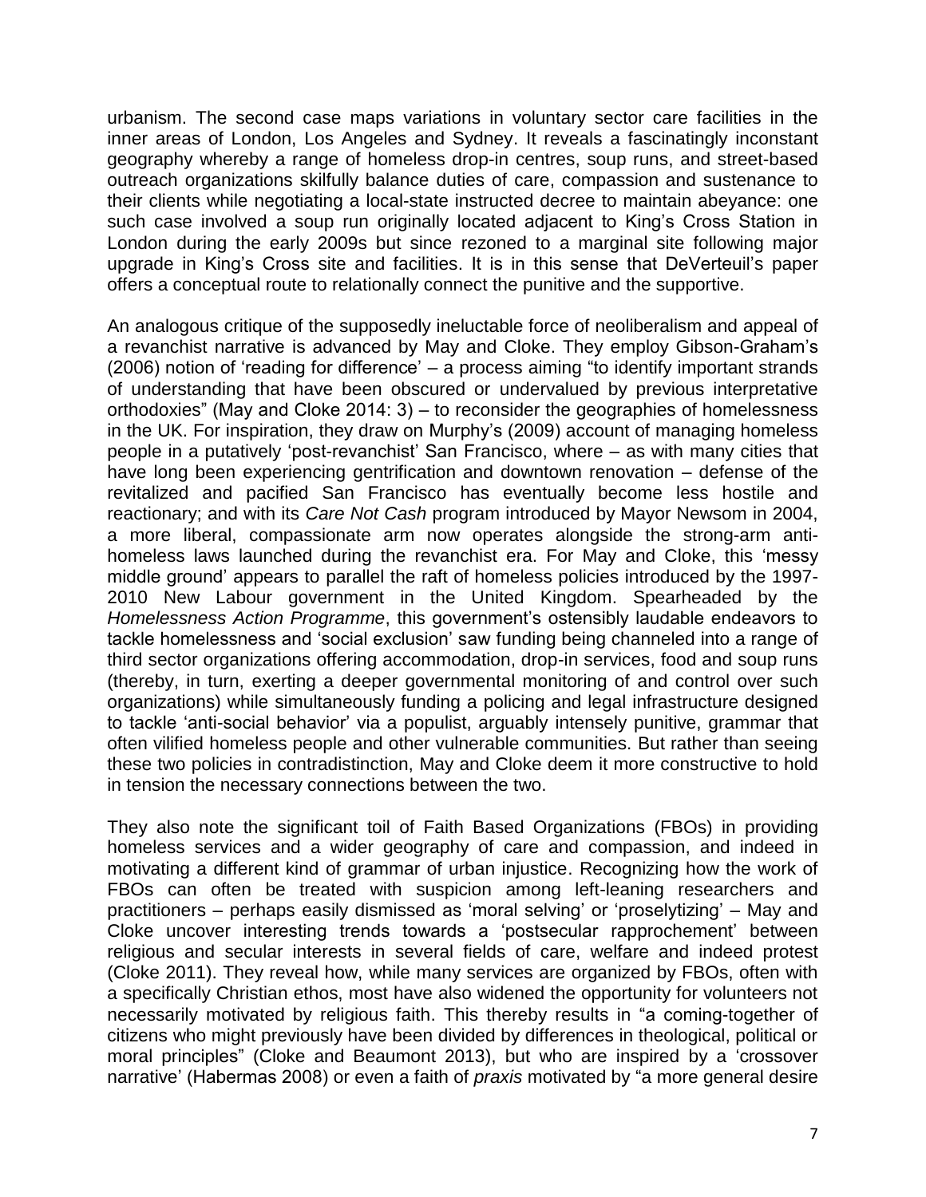urbanism. The second case maps variations in voluntary sector care facilities in the inner areas of London, Los Angeles and Sydney. It reveals a fascinatingly inconstant geography whereby a range of homeless drop-in centres, soup runs, and street-based outreach organizations skilfully balance duties of care, compassion and sustenance to their clients while negotiating a local-state instructed decree to maintain abeyance: one such case involved a soup run originally located adjacent to King's Cross Station in London during the early 2009s but since rezoned to a marginal site following major upgrade in King's Cross site and facilities. It is in this sense that DeVerteuil's paper offers a conceptual route to relationally connect the punitive and the supportive.

An analogous critique of the supposedly ineluctable force of neoliberalism and appeal of a revanchist narrative is advanced by May and Cloke. They employ Gibson-Graham's (2006) notion of 'reading for difference' – a process aiming "to identify important strands of understanding that have been obscured or undervalued by previous interpretative orthodoxies" (May and Cloke 2014: 3) – to reconsider the geographies of homelessness in the UK. For inspiration, they draw on Murphy's (2009) account of managing homeless people in a putatively 'post-revanchist' San Francisco, where – as with many cities that have long been experiencing gentrification and downtown renovation – defense of the revitalized and pacified San Francisco has eventually become less hostile and reactionary; and with its *Care Not Cash* program introduced by Mayor Newsom in 2004, a more liberal, compassionate arm now operates alongside the strong-arm anti-homeless laws launched during the revanchist era. For May and Cloke, this 'messy middle ground' appears to parallel the raft of homeless policies introduced by the 1997-2010 New Labour government in the United Kingdom. Spearheaded by the *Homelessness Action Programme*, this government's ostensibly laudable endeavors to tackle homelessness and 'social exclusion' saw funding being channeled into a range of third sector organizations offering accommodation, drop-in services, food and soup runs (thereby, in turn, exerting a deeper governmental monitoring of and control over such organizations) while simultaneously funding a policing and legal infrastructure designed to tackle 'anti-social behavior' via a populist, arguably intensely punitive, grammar that often vilified homeless people and other vulnerable communities. But rather than seeing these two policies in contradistinction, May and Cloke deem it more constructive to hold in tension the necessary connections between the two.

They also note the significant toil of Faith Based Organizations (FBOs) in providing homeless services and a wider geography of care and compassion, and indeed in motivating a different kind of grammar of urban injustice. Recognizing how the work of FBOs can often be treated with suspicion among left-leaning researchers and practitioners – perhaps easily dismissed as 'moral selving' or 'proselytizing' – May and Cloke uncover interesting trends towards a 'postsecular rapprochement' between religious and secular interests in several fields of care, welfare and indeed protest (Cloke 2011). They reveal how, while many services are organized by FBOs, often with a specifically Christian ethos, most have also widened the opportunity for volunteers not necessarily motivated by religious faith. This thereby results in "a coming-together of citizens who might previously have been divided by differences in theological, political or moral principles" (Cloke and Beaumont 2013), but who are inspired by a 'crossover narrative' (Habermas 2008) or even a faith of *praxis* motivated by "a more general desire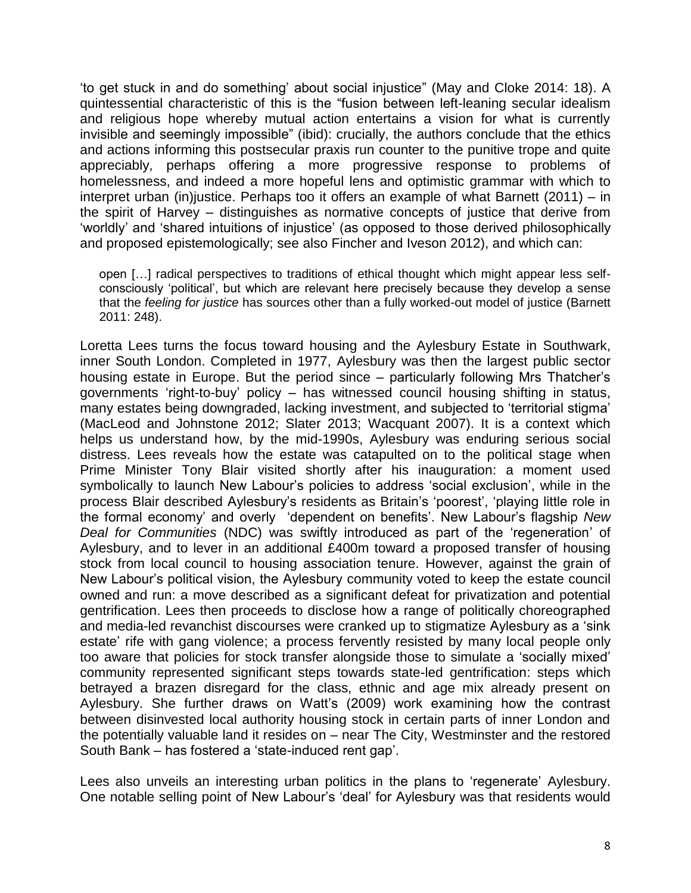'to get stuck in and do something' about social injustice" (May and Cloke 2014: 18). A quintessential characteristic of this is the "fusion between left-leaning secular idealism and religious hope whereby mutual action entertains a vision for what is currently invisible and seemingly impossible" (ibid): crucially, the authors conclude that the ethics and actions informing this postsecular praxis run counter to the punitive trope and quite appreciably, perhaps offering a more progressive response to problems of homelessness, and indeed a more hopeful lens and optimistic grammar with which to interpret urban (in)justice. Perhaps too it offers an example of what Barnett (2011) – in the spirit of Harvey – distinguishes as normative concepts of justice that derive from 'worldly' and 'shared intuitions of injustice' (as opposed to those derived philosophically and proposed epistemologically; see also Fincher and Iveson 2012), and which can:

> open […] radical perspectives to traditions of ethical thought which might appear less self-consciously 'political', but which are relevant here precisely because they develop a sense that the *feeling for justice* has sources other than a fully worked-out model of justice (Barnett 2011: 248).

Loretta Lees turns the focus toward housing and the Aylesbury Estate in Southwark, inner South London. Completed in 1977, Aylesbury was then the largest public sector housing estate in Europe. But the period since – particularly following Mrs Thatcher's governments 'right-to-buy' policy – has witnessed council housing shifting in status, many estates being downgraded, lacking investment, and subjected to 'territorial stigma' (MacLeod and Johnstone 2012; Slater 2013; Wacquant 2007). It is a context which helps us understand how, by the mid-1990s, Aylesbury was enduring serious social distress. Lees reveals how the estate was catapulted on to the political stage when Prime Minister Tony Blair visited shortly after his inauguration: a moment used symbolically to launch New Labour's policies to address 'social exclusion', while in the process Blair described Aylesbury's residents as Britain's 'poorest', 'playing little role in the formal economy' and overly 'dependent on benefits'. New Labour's flagship *New Deal for Communities* (NDC) was swiftly introduced as part of the 'regeneration' of Aylesbury, and to lever in an additional £400m toward a proposed transfer of housing stock from local council to housing association tenure. However, against the grain of New Labour's political vision, the Aylesbury community voted to keep the estate council owned and run: a move described as a significant defeat for privatization and potential gentrification. Lees then proceeds to disclose how a range of politically choreographed and media-led revanchist discourses were cranked up to stigmatize Aylesbury as a 'sink estate' rife with gang violence; a process fervently resisted by many local people only too aware that policies for stock transfer alongside those to simulate a 'socially mixed' community represented significant steps towards state-led gentrification: steps which betrayed a brazen disregard for the class, ethnic and age mix already present on Aylesbury. She further draws on Watt's (2009) work examining how the contrast between disinvested local authority housing stock in certain parts of inner London and the potentially valuable land it resides on – near The City, Westminster and the restored South Bank – has fostered a 'state-induced rent gap'.

Lees also unveils an interesting urban politics in the plans to 'regenerate' Aylesbury. One notable selling point of New Labour's 'deal' for Aylesbury was that residents would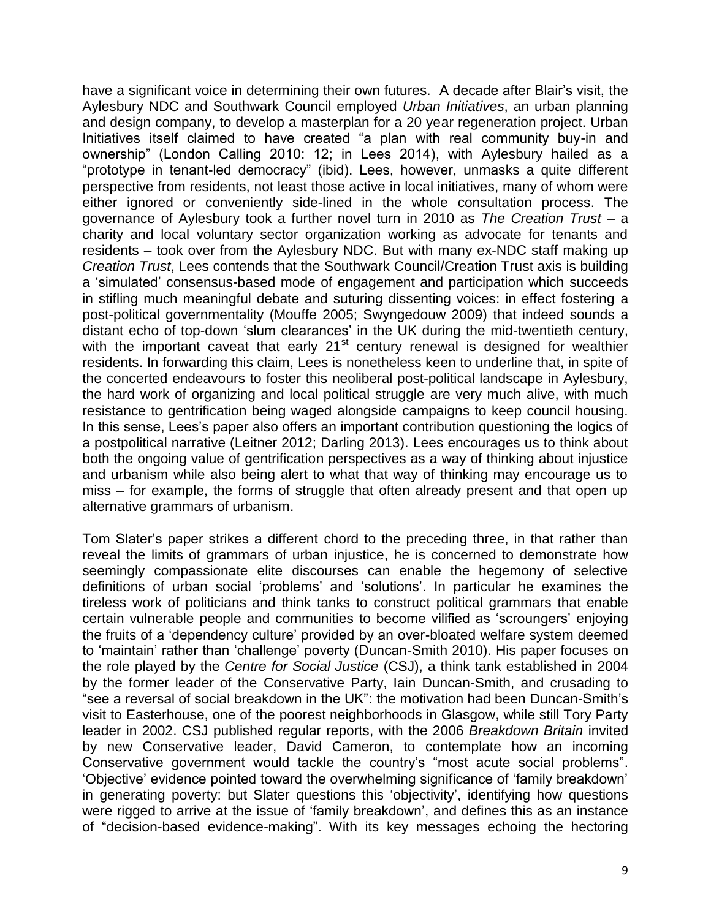have a significant voice in determining their own futures. A decade after Blair's visit, the Aylesbury NDC and Southwark Council employed *Urban Initiatives*, an urban planning and design company, to develop a masterplan for a 20 year regeneration project. Urban Initiatives itself claimed to have created "a plan with real community buy-in and ownership" (London Calling 2010: 12; in Lees 2014), with Aylesbury hailed as a "prototype in tenant-led democracy" (ibid). Lees, however, unmasks a quite different perspective from residents, not least those active in local initiatives, many of whom were either ignored or conveniently side-lined in the whole consultation process. The governance of Aylesbury took a further novel turn in 2010 as *The Creation Trust* – a charity and local voluntary sector organization working as advocate for tenants and residents – took over from the Aylesbury NDC. But with many ex-NDC staff making up *Creation Trust*, Lees contends that the Southwark Council/Creation Trust axis is building a 'simulated' consensus-based mode of engagement and participation which succeeds in stifling much meaningful debate and suturing dissenting voices: in effect fostering a post-political governmentality (Mouffe 2005; Swyngedouw 2009) that indeed sounds a distant echo of top-down 'slum clearances' in the UK during the mid-twentieth century, with the important caveat that early 21st century renewal is designed for wealthier residents. In forwarding this claim, Lees is nonetheless keen to underline that, in spite of the concerted endeavours to foster this neoliberal post-political landscape in Aylesbury, the hard work of organizing and local political struggle are very much alive, with much resistance to gentrification being waged alongside campaigns to keep council housing. In this sense, Lees's paper also offers an important contribution questioning the logics of a postpolitical narrative (Leitner 2012; Darling 2013). Lees encourages us to think about both the ongoing value of gentrification perspectives as a way of thinking about injustice and urbanism while also being alert to what that way of thinking may encourage us to miss – for example, the forms of struggle that often already present and that open up alternative grammars of urbanism.

Tom Slater's paper strikes a different chord to the preceding three, in that rather than reveal the limits of grammars of urban injustice, he is concerned to demonstrate how seemingly compassionate elite discourses can enable the hegemony of selective definitions of urban social 'problems' and 'solutions'. In particular he examines the tireless work of politicians and think tanks to construct political grammars that enable certain vulnerable people and communities to become vilified as 'scroungers' enjoying the fruits of a 'dependency culture' provided by an over-bloated welfare system deemed to 'maintain' rather than 'challenge' poverty (Duncan-Smith 2010). His paper focuses on the role played by the *Centre for Social Justice* (CSJ), a think tank established in 2004 by the former leader of the Conservative Party, Iain Duncan-Smith, and crusading to "see a reversal of social breakdown in the UK": the motivation had been Duncan-Smith's visit to Easterhouse, one of the poorest neighborhoods in Glasgow, while still Tory Party leader in 2002. CSJ published regular reports, with the 2006 *Breakdown Britain* invited by new Conservative leader, David Cameron, to contemplate how an incoming Conservative government would tackle the country's "most acute social problems". 'Objective' evidence pointed toward the overwhelming significance of 'family breakdown' in generating poverty: but Slater questions this 'objectivity', identifying how questions were rigged to arrive at the issue of 'family breakdown', and defines this as an instance of "decision-based evidence-making". With its key messages echoing the hectoring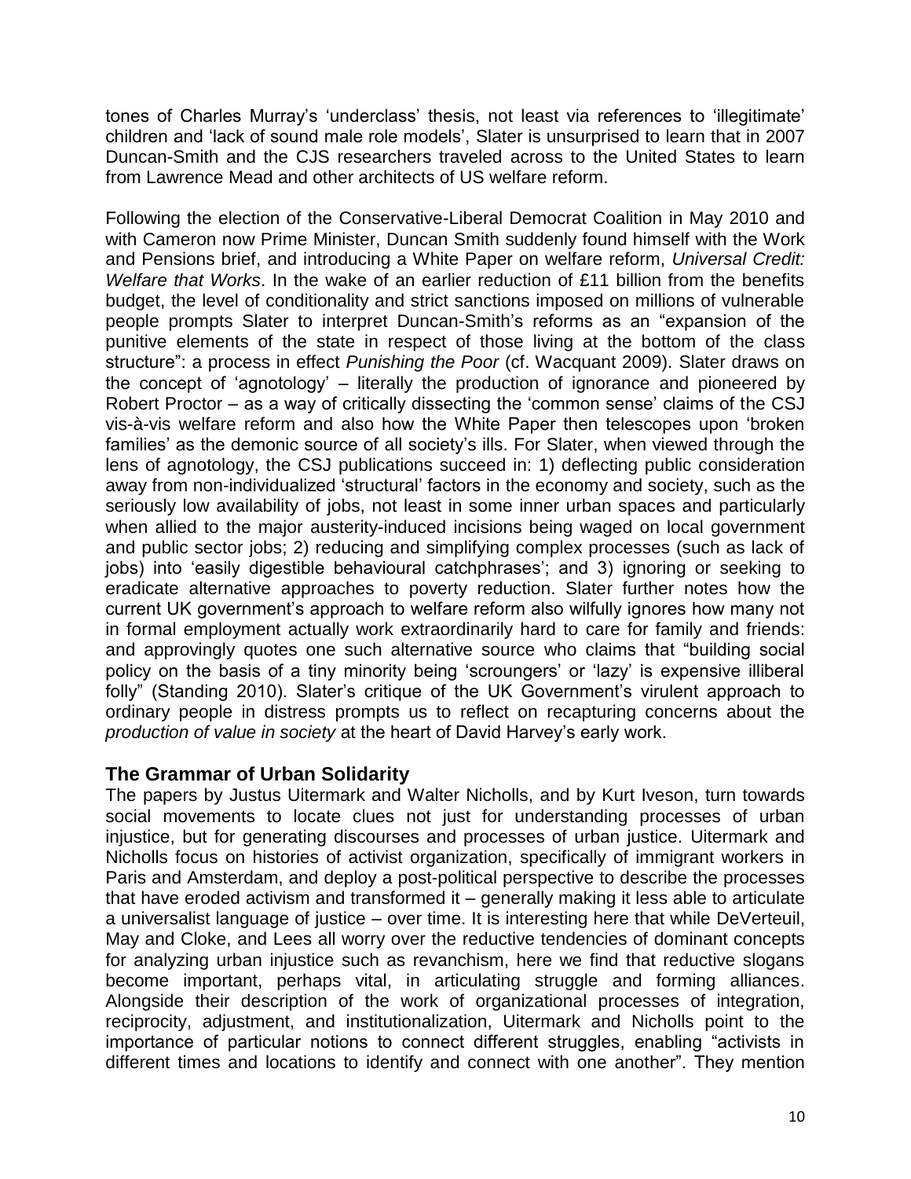tones of Charles Murray's 'underclass' thesis, not least via references to 'illegitimate' children and 'lack of sound male role models', Slater is unsurprised to learn that in 2007 Duncan-Smith and the CJS researchers traveled across to the United States to learn from Lawrence Mead and other architects of US welfare reform.

Following the election of the Conservative-Liberal Democrat Coalition in May 2010 and with Cameron now Prime Minister, Duncan Smith suddenly found himself with the Work and Pensions brief, and introducing a White Paper on welfare reform, *Universal Credit: Welfare that Works*. In the wake of an earlier reduction of £11 billion from the benefits budget, the level of conditionality and strict sanctions imposed on millions of vulnerable people prompts Slater to interpret Duncan-Smith's reforms as an "expansion of the punitive elements of the state in respect of those living at the bottom of the class structure": a process in effect *Punishing the Poor* (cf. Wacquant 2009). Slater draws on the concept of 'agnotology' – literally the production of ignorance and pioneered by Robert Proctor – as a way of critically dissecting the 'common sense' claims of the CSJ vis-à-vis welfare reform and also how the White Paper then telescopes upon 'broken families' as the demonic source of all society's ills. For Slater, when viewed through the lens of agnotology, the CSJ publications succeed in: 1) deflecting public consideration away from non-individualized 'structural' factors in the economy and society, such as the seriously low availability of jobs, not least in some inner urban spaces and particularly when allied to the major austerity-induced incisions being waged on local government and public sector jobs; 2) reducing and simplifying complex processes (such as lack of jobs) into 'easily digestible behavioural catchphrases'; and 3) ignoring or seeking to eradicate alternative approaches to poverty reduction. Slater further notes how the current UK government's approach to welfare reform also wilfully ignores how many not in formal employment actually work extraordinarily hard to care for family and friends: and approvingly quotes one such alternative source who claims that "building social policy on the basis of a tiny minority being 'scroungers' or 'lazy' is expensive illiberal folly" (Standing 2010). Slater's critique of the UK Government's virulent approach to ordinary people in distress prompts us to reflect on recapturing concerns about the *production of value in society* at the heart of David Harvey's early work.

## The Grammar of Urban Solidarity

The papers by Justus Uitermark and Walter Nicholls, and by Kurt Iveson, turn towards social movements to locate clues not just for understanding processes of urban injustice, but for generating discourses and processes of urban justice. Uitermark and Nicholls focus on histories of activist organization, specifically of immigrant workers in Paris and Amsterdam, and deploy a post-political perspective to describe the processes that have eroded activism and transformed it – generally making it less able to articulate a universalist language of justice – over time. It is interesting here that while DeVerteuil, May and Cloke, and Lees all worry over the reductive tendencies of dominant concepts for analyzing urban injustice such as revanchism, here we find that reductive slogans become important, perhaps vital, in articulating struggle and forming alliances. Alongside their description of the work of organizational processes of integration, reciprocity, adjustment, and institutionalization, Uitermark and Nicholls point to the importance of particular notions to connect different struggles, enabling "activists in different times and locations to identify and connect with one another". They mention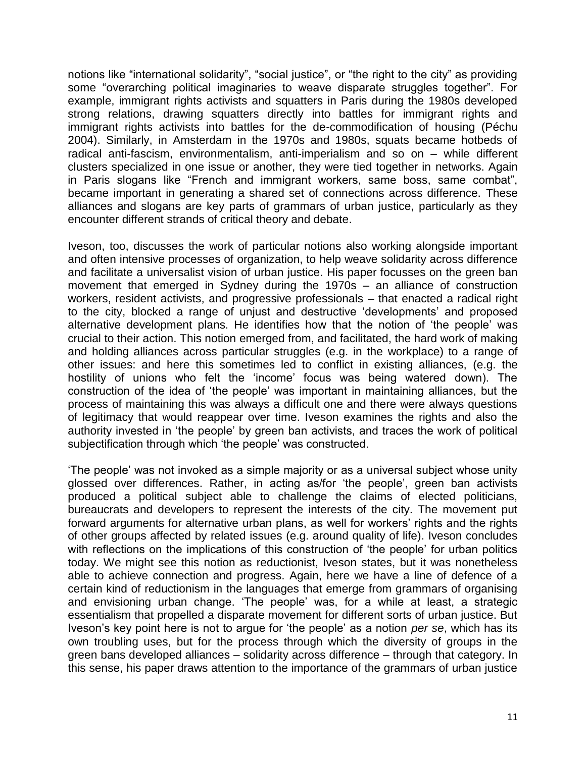notions like “international solidarity”, “social justice”, or “the right to the city” as providing some “overarching political imaginaries to weave disparate struggles together”. For example, immigrant rights activists and squatters in Paris during the 1980s developed strong relations, drawing squatters directly into battles for immigrant rights and immigrant rights activists into battles for the de-commodification of housing (Péchu 2004). Similarly, in Amsterdam in the 1970s and 1980s, squats became hotbeds of radical anti-fascism, environmentalism, anti-imperialism and so on – while different clusters specialized in one issue or another, they were tied together in networks. Again in Paris slogans like “French and immigrant workers, same boss, same combat”, became important in generating a shared set of connections across difference. These alliances and slogans are key parts of grammars of urban justice, particularly as they encounter different strands of critical theory and debate.

Iveson, too, discusses the work of particular notions also working alongside important and often intensive processes of organization, to help weave solidarity across difference and facilitate a universalist vision of urban justice. His paper focusses on the green ban movement that emerged in Sydney during the 1970s – an alliance of construction workers, resident activists, and progressive professionals – that enacted a radical right to the city, blocked a range of unjust and destructive ‘developments’ and proposed alternative development plans. He identifies how that the notion of ‘the people’ was crucial to their action. This notion emerged from, and facilitated, the hard work of making and holding alliances across particular struggles (e.g. in the workplace) to a range of other issues: and here this sometimes led to conflict in existing alliances, (e.g. the hostility of unions who felt the ‘income’ focus was being watered down). The construction of the idea of ‘the people’ was important in maintaining alliances, but the process of maintaining this was always a difficult one and there were always questions of legitimacy that would reappear over time. Iveson examines the rights and also the authority invested in ‘the people’ by green ban activists, and traces the work of political subjectification through which ‘the people’ was constructed.

‘The people’ was not invoked as a simple majority or as a universal subject whose unity glossed over differences. Rather, in acting as/for ‘the people’, green ban activists produced a political subject able to challenge the claims of elected politicians, bureaucrats and developers to represent the interests of the city. The movement put forward arguments for alternative urban plans, as well for workers’ rights and the rights of other groups affected by related issues (e.g. around quality of life). Iveson concludes with reflections on the implications of this construction of ‘the people’ for urban politics today. We might see this notion as reductionist, Iveson states, but it was nonetheless able to achieve connection and progress. Again, here we have a line of defence of a certain kind of reductionism in the languages that emerge from grammars of organising and envisioning urban change. ‘The people’ was, for a while at least, a strategic essentialism that propelled a disparate movement for different sorts of urban justice. But Iveson’s key point here is not to argue for ‘the people’ as a notion *per se*, which has its own troubling uses, but for the process through which the diversity of groups in the green bans developed alliances – solidarity across difference – through that category. In this sense, his paper draws attention to the importance of the grammars of urban justice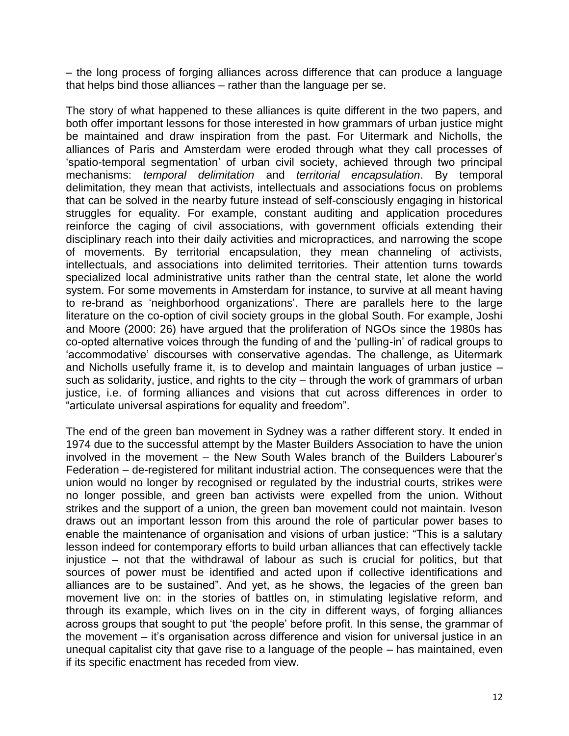– the long process of forging alliances across difference that can produce a language that helps bind those alliances – rather than the language per se.

The story of what happened to these alliances is quite different in the two papers, and both offer important lessons for those interested in how grammars of urban justice might be maintained and draw inspiration from the past. For Uitermark and Nicholls, the alliances of Paris and Amsterdam were eroded through what they call processes of 'spatio-temporal segmentation' of urban civil society, achieved through two principal mechanisms: *temporal delimitation* and *territorial encapsulation*. By temporal delimitation, they mean that activists, intellectuals and associations focus on problems that can be solved in the nearby future instead of self-consciously engaging in historical struggles for equality. For example, constant auditing and application procedures reinforce the caging of civil associations, with government officials extending their disciplinary reach into their daily activities and micropractices, and narrowing the scope of movements. By territorial encapsulation, they mean channeling of activists, intellectuals, and associations into delimited territories. Their attention turns towards specialized local administrative units rather than the central state, let alone the world system. For some movements in Amsterdam for instance, to survive at all meant having to re-brand as 'neighborhood organizations'. There are parallels here to the large literature on the co-option of civil society groups in the global South. For example, Joshi and Moore (2000: 26) have argued that the proliferation of NGOs since the 1980s has co-opted alternative voices through the funding of and the 'pulling-in' of radical groups to 'accommodative' discourses with conservative agendas. The challenge, as Uitermark and Nicholls usefully frame it, is to develop and maintain languages of urban justice – such as solidarity, justice, and rights to the city – through the work of grammars of urban justice, i.e. of forming alliances and visions that cut across differences in order to "articulate universal aspirations for equality and freedom".

The end of the green ban movement in Sydney was a rather different story. It ended in 1974 due to the successful attempt by the Master Builders Association to have the union involved in the movement – the New South Wales branch of the Builders Labourer's Federation – de-registered for militant industrial action. The consequences were that the union would no longer by recognised or regulated by the industrial courts, strikes were no longer possible, and green ban activists were expelled from the union. Without strikes and the support of a union, the green ban movement could not maintain. Iveson draws out an important lesson from this around the role of particular power bases to enable the maintenance of organisation and visions of urban justice: "This is a salutary lesson indeed for contemporary efforts to build urban alliances that can effectively tackle injustice – not that the withdrawal of labour as such is crucial for politics, but that sources of power must be identified and acted upon if collective identifications and alliances are to be sustained". And yet, as he shows, the legacies of the green ban movement live on: in the stories of battles on, in stimulating legislative reform, and through its example, which lives on in the city in different ways, of forging alliances across groups that sought to put 'the people' before profit. In this sense, the grammar of the movement – it's organisation across difference and vision for universal justice in an unequal capitalist city that gave rise to a language of the people – has maintained, even if its specific enactment has receded from view.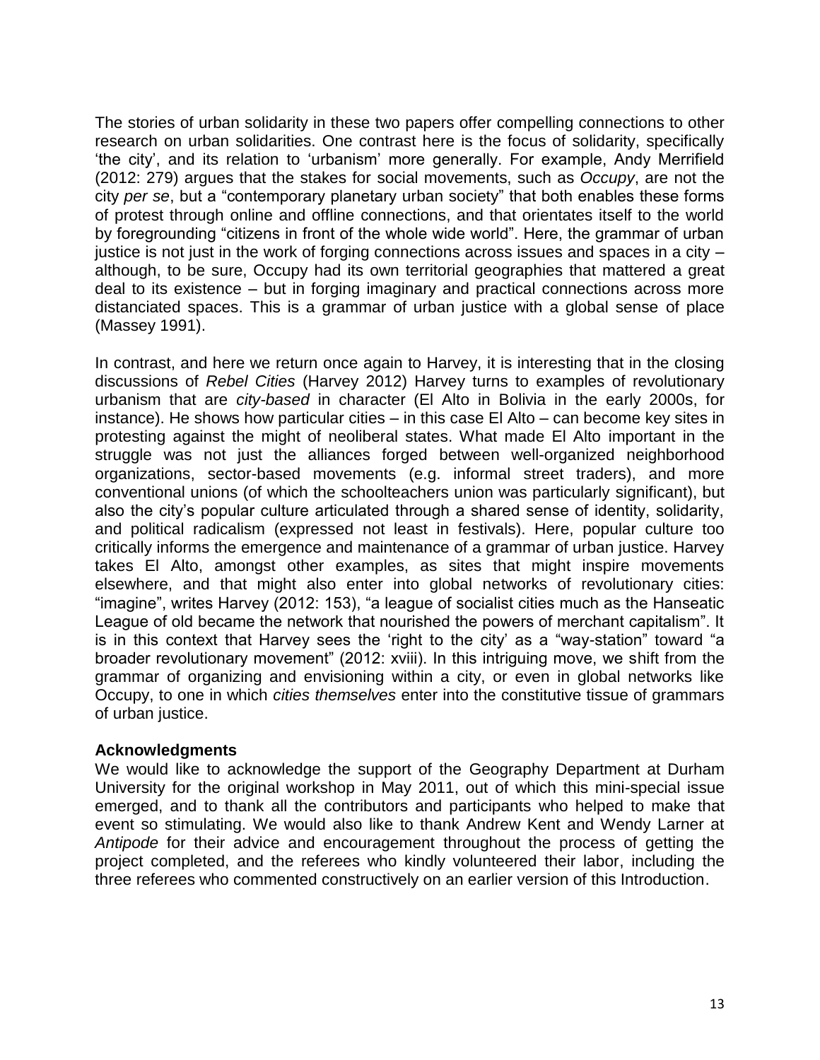The stories of urban solidarity in these two papers offer compelling connections to other research on urban solidarities. One contrast here is the focus of solidarity, specifically 'the city', and its relation to 'urbanism' more generally. For example, Andy Merrifield (2012: 279) argues that the stakes for social movements, such as *Occupy*, are not the city *per se*, but a "contemporary planetary urban society" that both enables these forms of protest through online and offline connections, and that orientates itself to the world by foregrounding "citizens in front of the whole wide world". Here, the grammar of urban justice is not just in the work of forging connections across issues and spaces in a city – although, to be sure, Occupy had its own territorial geographies that mattered a great deal to its existence – but in forging imaginary and practical connections across more distanciated spaces. This is a grammar of urban justice with a global sense of place (Massey 1991).

In contrast, and here we return once again to Harvey, it is interesting that in the closing discussions of *Rebel Cities* (Harvey 2012) Harvey turns to examples of revolutionary urbanism that are *city-based* in character (El Alto in Bolivia in the early 2000s, for instance). He shows how particular cities – in this case El Alto – can become key sites in protesting against the might of neoliberal states. What made El Alto important in the struggle was not just the alliances forged between well-organized neighborhood organizations, sector-based movements (e.g. informal street traders), and more conventional unions (of which the schoolteachers union was particularly significant), but also the city's popular culture articulated through a shared sense of identity, solidarity, and political radicalism (expressed not least in festivals). Here, popular culture too critically informs the emergence and maintenance of a grammar of urban justice. Harvey takes El Alto, amongst other examples, as sites that might inspire movements elsewhere, and that might also enter into global networks of revolutionary cities: "imagine", writes Harvey (2012: 153), "a league of socialist cities much as the Hanseatic League of old became the network that nourished the powers of merchant capitalism". It is in this context that Harvey sees the 'right to the city' as a "way-station" toward "a broader revolutionary movement" (2012: xviii). In this intriguing move, we shift from the grammar of organizing and envisioning within a city, or even in global networks like Occupy, to one in which *cities themselves* enter into the constitutive tissue of grammars of urban justice.

**Acknowledgments**

We would like to acknowledge the support of the Geography Department at Durham University for the original workshop in May 2011, out of which this mini-special issue emerged, and to thank all the contributors and participants who helped to make that event so stimulating. We would also like to thank Andrew Kent and Wendy Larner at *Antipode* for their advice and encouragement throughout the process of getting the project completed, and the referees who kindly volunteered their labor, including the three referees who commented constructively on an earlier version of this Introduction.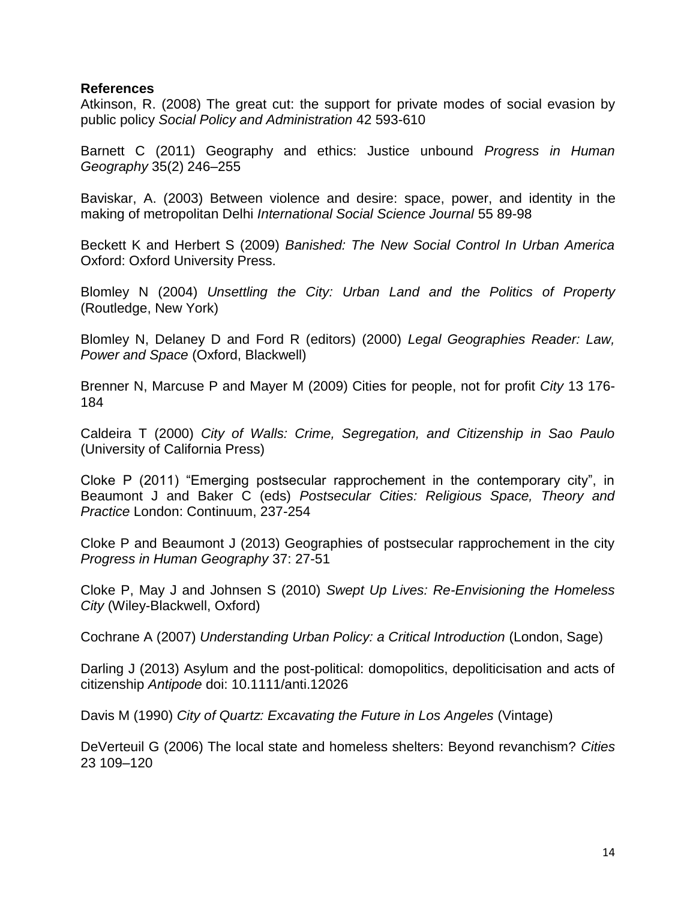**References**

Atkinson, R. (2008) The great cut: the support for private modes of social evasion by public policy *Social Policy and Administration* 42 593-610

Barnett C (2011) Geography and ethics: Justice unbound *Progress in Human Geography* 35(2) 246–255

Baviskar, A. (2003) Between violence and desire: space, power, and identity in the making of metropolitan Delhi *International Social Science Journal* 55 89-98

Beckett K and Herbert S (2009) *Banished: The New Social Control In Urban America* Oxford: Oxford University Press.

Blomley N (2004) *Unsettling the City: Urban Land and the Politics of Property* (Routledge, New York)

Blomley N, Delaney D and Ford R (editors) (2000) *Legal Geographies Reader: Law, Power and Space* (Oxford, Blackwell)

Brenner N, Marcuse P and Mayer M (2009) Cities for people, not for profit *City* 13 176-184

Caldeira T (2000) *City of Walls: Crime, Segregation, and Citizenship in Sao Paulo* (University of California Press)

Cloke P (2011) "Emerging postsecular rapprochement in the contemporary city", in Beaumont J and Baker C (eds) *Postsecular Cities: Religious Space, Theory and Practice* London: Continuum, 237-254

Cloke P and Beaumont J (2013) Geographies of postsecular rapprochement in the city *Progress in Human Geography* 37: 27-51

Cloke P, May J and Johnsen S (2010) *Swept Up Lives: Re-Envisioning the Homeless City* (Wiley-Blackwell, Oxford)

Cochrane A (2007) *Understanding Urban Policy: a Critical Introduction* (London, Sage)

Darling J (2013) Asylum and the post-political: domopolitics, depoliticisation and acts of citizenship *Antipode* doi: 10.1111/anti.12026

Davis M (1990) *City of Quartz: Excavating the Future in Los Angeles* (Vintage)

DeVerteuil G (2006) The local state and homeless shelters: Beyond revanchism? *Cities* 23 109–120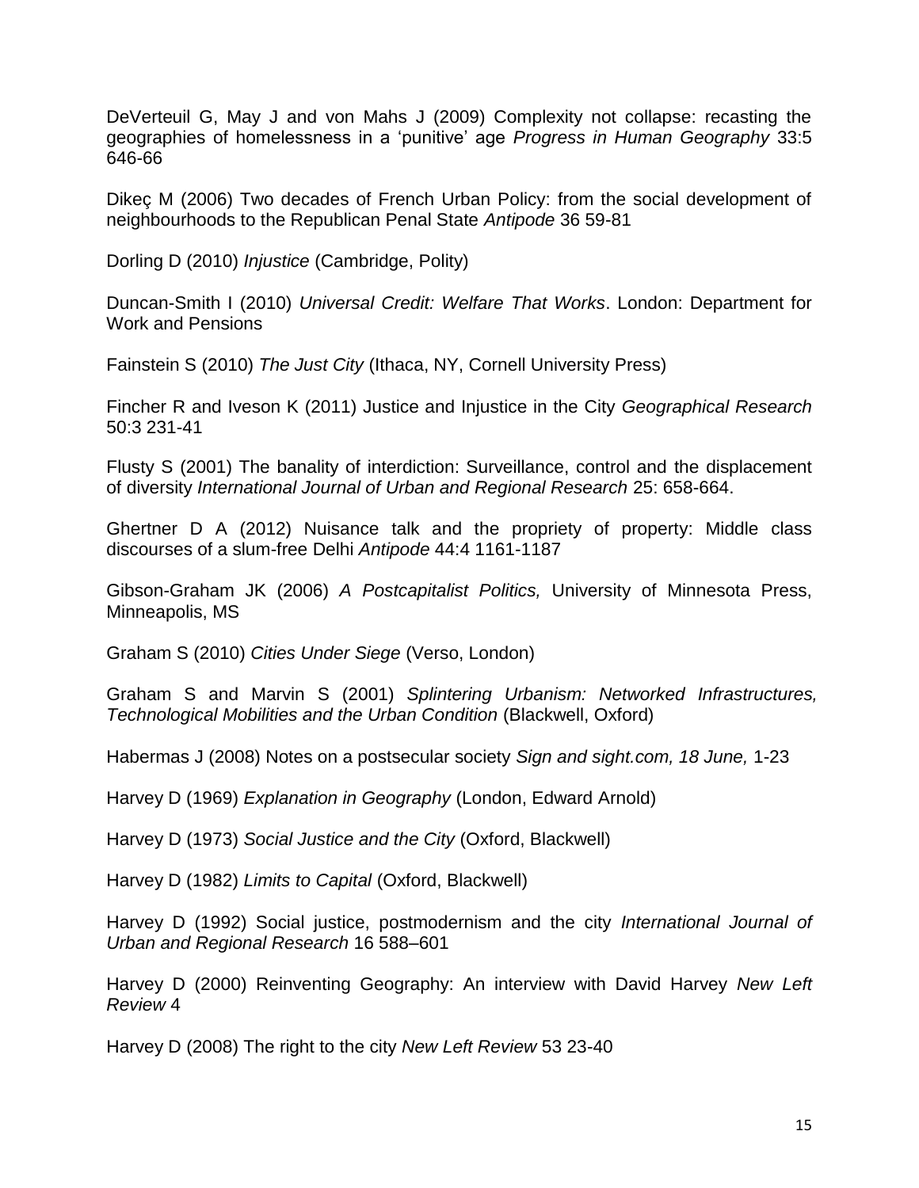DeVerteuil G, May J and von Mahs J (2009) Complexity not collapse: recasting the geographies of homelessness in a 'punitive' age *Progress in Human Geography* 33:5 646-66

Dikeç M (2006) Two decades of French Urban Policy: from the social development of neighbourhoods to the Republican Penal State *Antipode* 36 59-81

Dorling D (2010) *Injustice* (Cambridge, Polity)

Duncan-Smith I (2010) *Universal Credit: Welfare That Works*. London: Department for Work and Pensions

Fainstein S (2010) *The Just City* (Ithaca, NY, Cornell University Press)

Fincher R and Iveson K (2011) Justice and Injustice in the City *Geographical Research* 50:3 231-41

Flusty S (2001) The banality of interdiction: Surveillance, control and the displacement of diversity *International Journal of Urban and Regional Research* 25: 658-664.

Ghertner D A (2012) Nuisance talk and the propriety of property: Middle class discourses of a slum-free Delhi *Antipode* 44:4 1161-1187

Gibson-Graham JK (2006) *A Postcapitalist Politics,* University of Minnesota Press, Minneapolis, MS

Graham S (2010) *Cities Under Siege* (Verso, London)

Graham S and Marvin S (2001) *Splintering Urbanism: Networked Infrastructures, Technological Mobilities and the Urban Condition* (Blackwell, Oxford)

Habermas J (2008) Notes on a postsecular society *Sign and sight.com, 18 June,* 1-23

Harvey D (1969) *Explanation in Geography* (London, Edward Arnold)

Harvey D (1973) *Social Justice and the City* (Oxford, Blackwell)

Harvey D (1982) *Limits to Capital* (Oxford, Blackwell)

Harvey D (1992) Social justice, postmodernism and the city *International Journal of Urban and Regional Research* 16 588–601

Harvey D (2000) Reinventing Geography: An interview with David Harvey *New Left Review* 4

Harvey D (2008) The right to the city *New Left Review* 53 23-40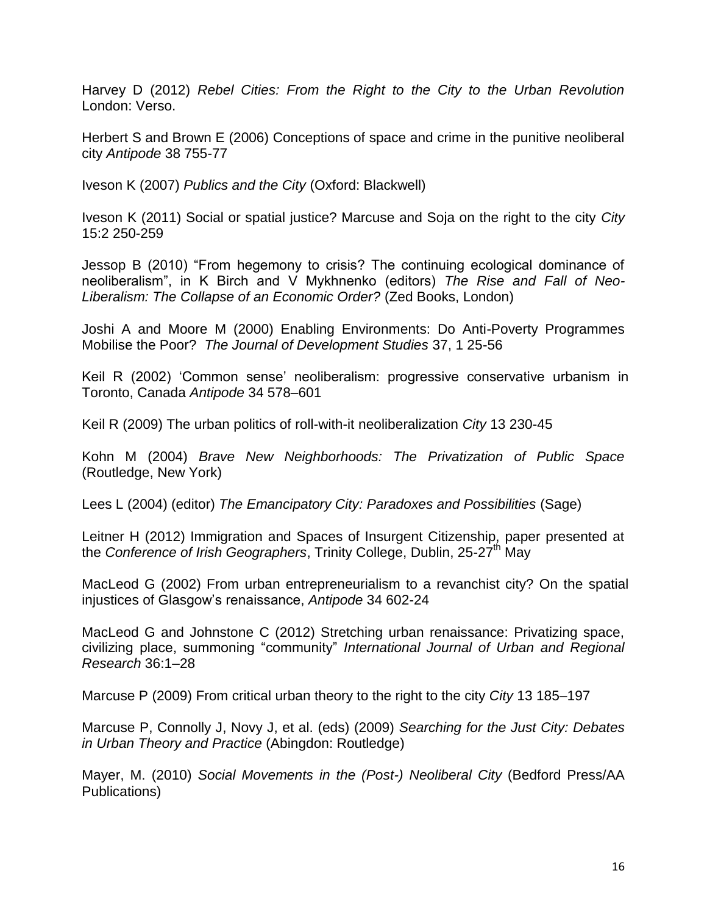Harvey D (2012) *Rebel Cities: From the Right to the City to the Urban Revolution* London: Verso.

Herbert S and Brown E (2006) Conceptions of space and crime in the punitive neoliberal city *Antipode* 38 755-77

Iveson K (2007) *Publics and the City* (Oxford: Blackwell)

Iveson K (2011) Social or spatial justice? Marcuse and Soja on the right to the city *City* 15:2 250-259

Jessop B (2010) "From hegemony to crisis? The continuing ecological dominance of neoliberalism", in K Birch and V Mykhnenko (editors) *The Rise and Fall of Neo-Liberalism: The Collapse of an Economic Order?* (Zed Books, London)

Joshi A and Moore M (2000) Enabling Environments: Do Anti-Poverty Programmes Mobilise the Poor? *The Journal of Development Studies* 37, 1 25-56

Keil R (2002) 'Common sense' neoliberalism: progressive conservative urbanism in Toronto, Canada *Antipode* 34 578–601

Keil R (2009) The urban politics of roll-with-it neoliberalization *City* 13 230-45

Kohn M (2004) *Brave New Neighborhoods: The Privatization of Public Space* (Routledge, New York)

Lees L (2004) (editor) *The Emancipatory City: Paradoxes and Possibilities* (Sage)

Leitner H (2012) Immigration and Spaces of Insurgent Citizenship, paper presented at the *Conference of Irish Geographers*, Trinity College, Dublin, 25-27th May

MacLeod G (2002) From urban entrepreneurialism to a revanchist city? On the spatial injustices of Glasgow's renaissance, *Antipode* 34 602-24

MacLeod G and Johnstone C (2012) Stretching urban renaissance: Privatizing space, civilizing place, summoning "community" *International Journal of Urban and Regional Research* 36:1–28

Marcuse P (2009) From critical urban theory to the right to the city *City* 13 185–197

Marcuse P, Connolly J, Novy J, et al. (eds) (2009) *Searching for the Just City: Debates in Urban Theory and Practice* (Abingdon: Routledge)

Mayer, M. (2010) *Social Movements in the (Post-) Neoliberal City* (Bedford Press/AA Publications)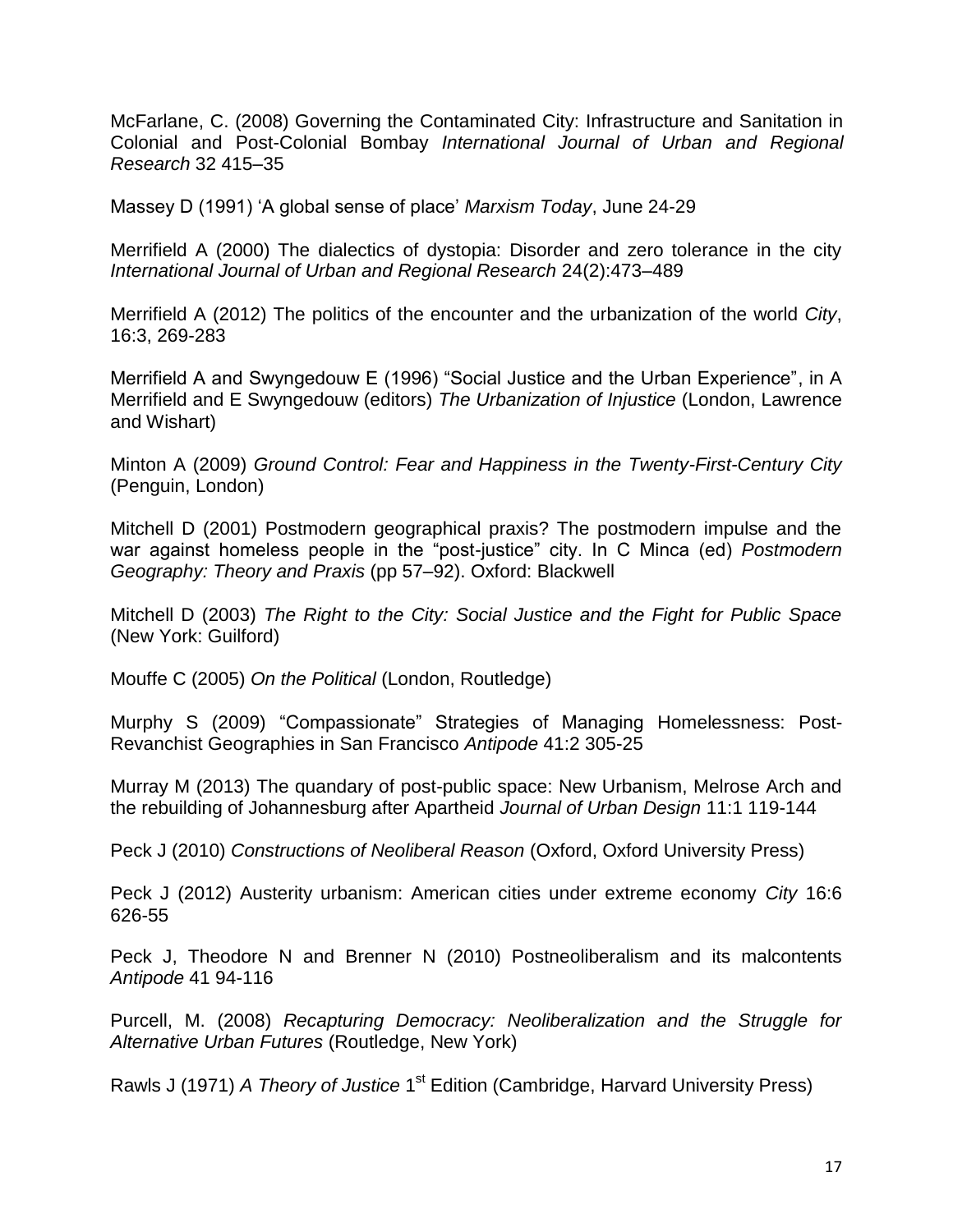McFarlane, C. (2008) Governing the Contaminated City: Infrastructure and Sanitation in Colonial and Post-Colonial Bombay *International Journal of Urban and Regional Research* 32 415–35

Massey D (1991) 'A global sense of place' *Marxism Today*, June 24-29

Merrifield A (2000) The dialectics of dystopia: Disorder and zero tolerance in the city *International Journal of Urban and Regional Research* 24(2):473–489

Merrifield A (2012) The politics of the encounter and the urbanization of the world *City*, 16:3, 269-283

Merrifield A and Swyngedouw E (1996) "Social Justice and the Urban Experience", in A Merrifield and E Swyngedouw (editors) *The Urbanization of Injustice* (London, Lawrence and Wishart)

Minton A (2009) *Ground Control: Fear and Happiness in the Twenty-First-Century City* (Penguin, London)

Mitchell D (2001) Postmodern geographical praxis? The postmodern impulse and the war against homeless people in the "post-justice" city. In C Minca (ed) *Postmodern Geography: Theory and Praxis* (pp 57–92). Oxford: Blackwell

Mitchell D (2003) *The Right to the City: Social Justice and the Fight for Public Space* (New York: Guilford)

Mouffe C (2005) *On the Political* (London, Routledge)

Murphy S (2009) "Compassionate" Strategies of Managing Homelessness: Post-Revanchist Geographies in San Francisco *Antipode* 41:2 305-25

Murray M (2013) The quandary of post-public space: New Urbanism, Melrose Arch and the rebuilding of Johannesburg after Apartheid *Journal of Urban Design* 11:1 119-144

Peck J (2010) *Constructions of Neoliberal Reason* (Oxford, Oxford University Press)

Peck J (2012) Austerity urbanism: American cities under extreme economy *City* 16:6 626-55

Peck J, Theodore N and Brenner N (2010) Postneoliberalism and its malcontents *Antipode* 41 94-116

Purcell, M. (2008) *Recapturing Democracy: Neoliberalization and the Struggle for Alternative Urban Futures* (Routledge, New York)

Rawls J (1971) *A Theory of Justice* 1st Edition (Cambridge, Harvard University Press)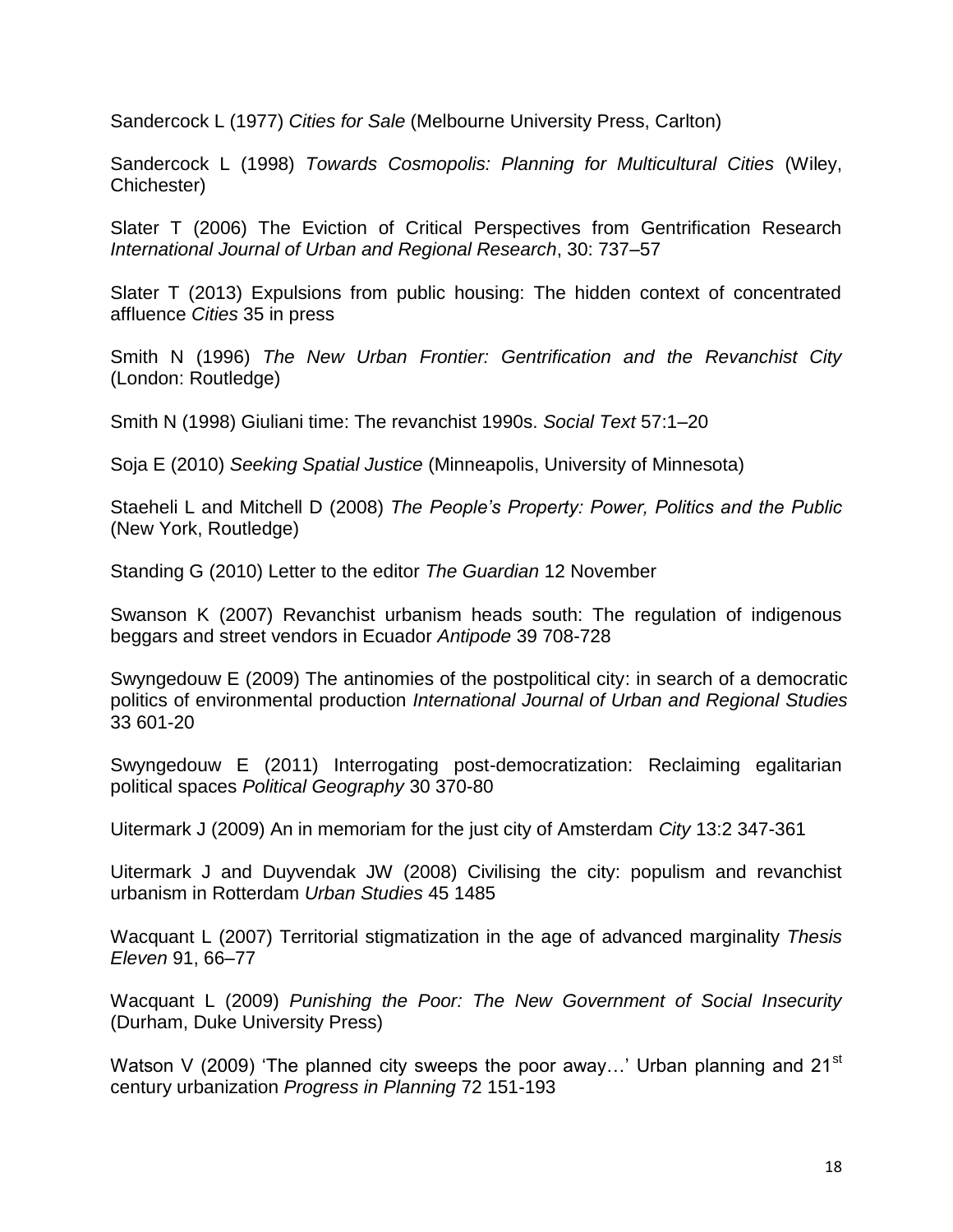Sandercock L (1977) *Cities for Sale* (Melbourne University Press, Carlton)

Sandercock L (1998) *Towards Cosmopolis: Planning for Multicultural Cities* (Wiley, Chichester)

Slater T (2006) The Eviction of Critical Perspectives from Gentrification Research *International Journal of Urban and Regional Research*, 30: 737–57

Slater T (2013) Expulsions from public housing: The hidden context of concentrated affluence *Cities* 35 in press

Smith N (1996) *The New Urban Frontier: Gentrification and the Revanchist City* (London: Routledge)

Smith N (1998) Giuliani time: The revanchist 1990s. *Social Text* 57:1–20

Soja E (2010) *Seeking Spatial Justice* (Minneapolis, University of Minnesota)

Staeheli L and Mitchell D (2008) *The People's Property: Power, Politics and the Public* (New York, Routledge)

Standing G (2010) Letter to the editor *The Guardian* 12 November

Swanson K (2007) Revanchist urbanism heads south: The regulation of indigenous beggars and street vendors in Ecuador *Antipode* 39 708-728

Swyngedouw E (2009) The antinomies of the postpolitical city: in search of a democratic politics of environmental production *International Journal of Urban and Regional Studies* 33 601-20

Swyngedouw E (2011) Interrogating post-democratization: Reclaiming egalitarian political spaces *Political Geography* 30 370-80

Uitermark J (2009) An in memoriam for the just city of Amsterdam *City* 13:2 347-361

Uitermark J and Duyvendak JW (2008) Civilising the city: populism and revanchist urbanism in Rotterdam *Urban Studies* 45 1485

Wacquant L (2007) Territorial stigmatization in the age of advanced marginality *Thesis Eleven* 91, 66–77

Wacquant L (2009) *Punishing the Poor: The New Government of Social Insecurity* (Durham, Duke University Press)

Watson V (2009) 'The planned city sweeps the poor away…' Urban planning and 21st century urbanization *Progress in Planning* 72 151-193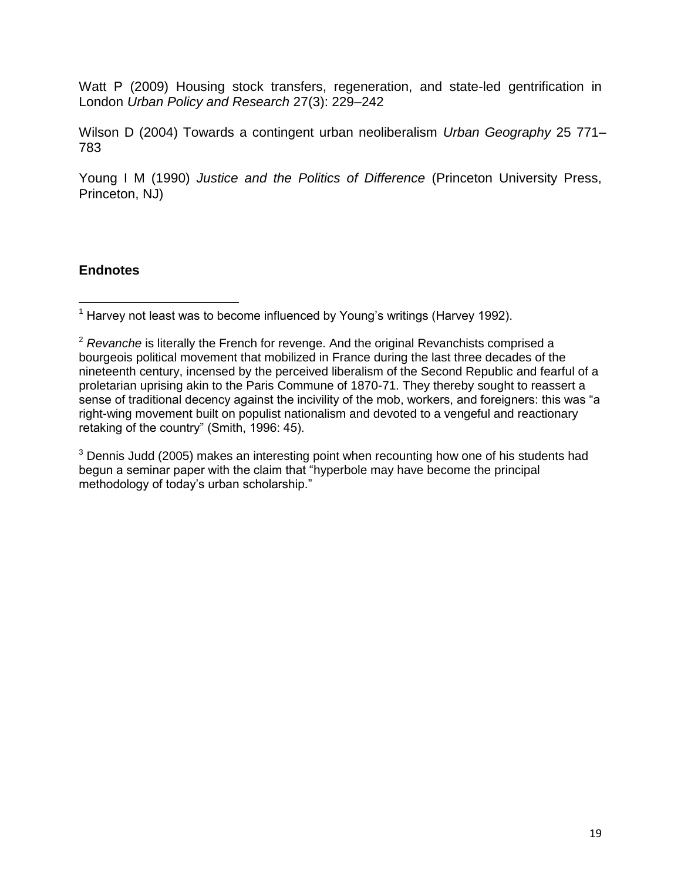Watt P (2009) Housing stock transfers, regeneration, and state-led gentrification in London *Urban Policy and Research* 27(3): 229–242

Wilson D (2004) Towards a contingent urban neoliberalism *Urban Geography* 25 771–783

Young I M (1990) *Justice and the Politics of Difference* (Princeton University Press, Princeton, NJ)

## Endnotes

[1] Harvey not least was to become influenced by Young's writings (Harvey 1992).

[2] *Revanche* is literally the French for revenge. And the original Revanchists comprised a bourgeois political movement that mobilized in France during the last three decades of the nineteenth century, incensed by the perceived liberalism of the Second Republic and fearful of a proletarian uprising akin to the Paris Commune of 1870-71. They thereby sought to reassert a sense of traditional decency against the incivility of the mob, workers, and foreigners: this was "a right-wing movement built on populist nationalism and devoted to a vengeful and reactionary retaking of the country" (Smith, 1996: 45).

[3] Dennis Judd (2005) makes an interesting point when recounting how one of his students had begun a seminar paper with the claim that "hyperbole may have become the principal methodology of today's urban scholarship."